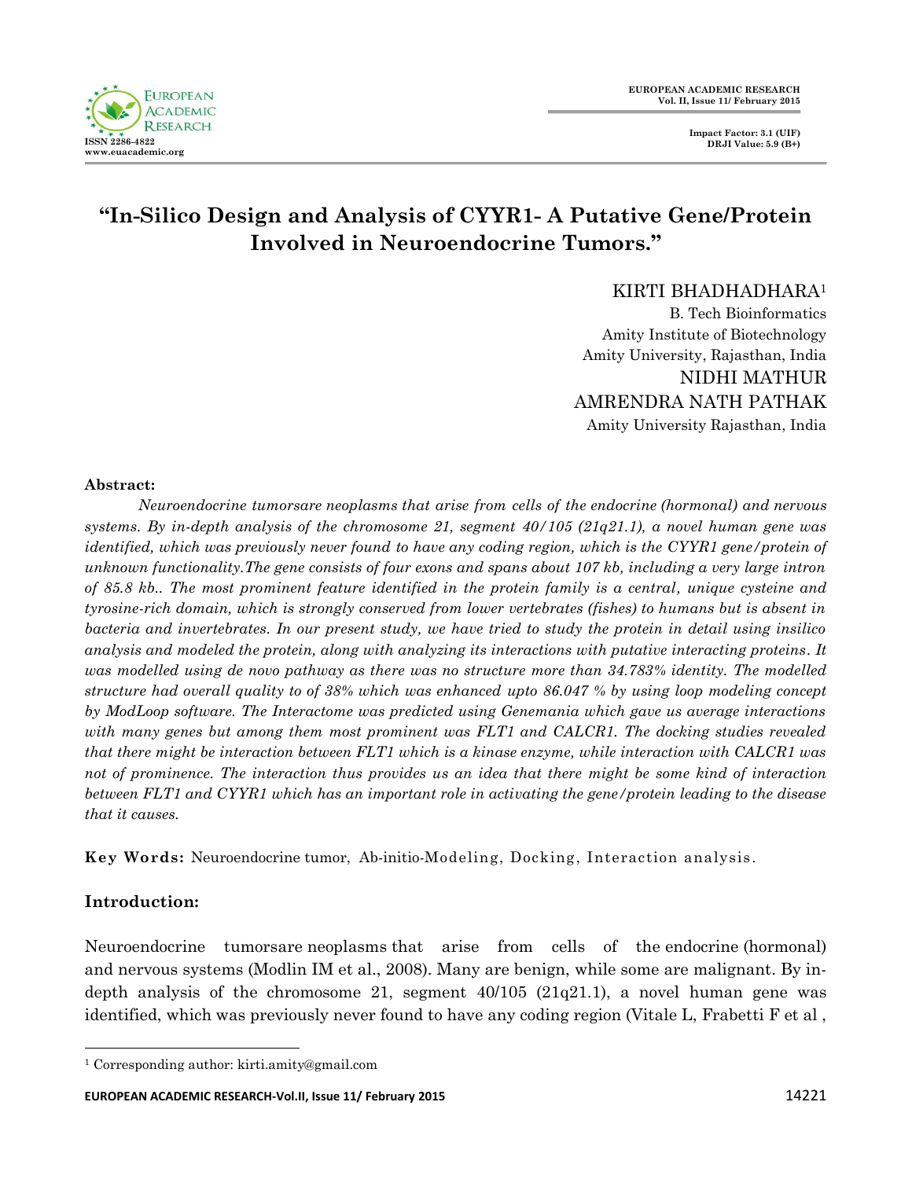# "In-Silico Design and Analysis of CYYR1- A Putative Gene/Protein Involved in Neuroendocrine Tumors."

KIRTI BHADHADHARA[1]
B. Tech Bioinformatics
Amity Institute of Biotechnology
Amity University, Rajasthan, India

NIDHI MATHUR
AMRENDRA NATH PATHAK
Amity University Rajasthan, India

**Abstract:**

*Neuroendocrine tumorsare neoplasms that arise from cells of the endocrine (hormonal) and nervous systems. By in-depth analysis of the chromosome 21, segment 40/105 (21q21.1), a novel human gene was identified, which was previously never found to have any coding region, which is the CYYR1 gene/protein of unknown functionality.The gene consists of four exons and spans about 107 kb, including a very large intron of 85.8 kb.. The most prominent feature identified in the protein family is a central, unique cysteine and tyrosine-rich domain, which is strongly conserved from lower vertebrates (fishes) to humans but is absent in bacteria and invertebrates. In our present study, we have tried to study the protein in detail using insilico analysis and modeled the protein, along with analyzing its interactions with putative interacting proteins. It was modelled using de novo pathway as there was no structure more than 34.783% identity. The modelled structure had overall quality to of 38% which was enhanced upto 86.047 % by using loop modeling concept by ModLoop software. The Interactome was predicted using Genemania which gave us average interactions with many genes but among them most prominent was FLT1 and CALCR1. The docking studies revealed that there might be interaction between FLT1 which is a kinase enzyme, while interaction with CALCR1 was not of prominence. The interaction thus provides us an idea that there might be some kind of interaction between FLT1 and CYYR1 which has an important role in activating the gene/protein leading to the disease that it causes.*

**Key Words:** Neuroendocrine tumor, Ab-initio-Modeling, Docking, Interaction analysis.

## Introduction:

Neuroendocrine tumorsare neoplasms that arise from cells of the endocrine (hormonal) and nervous systems (Modlin IM et al., 2008). Many are benign, while some are malignant. By in-depth analysis of the chromosome 21, segment 40/105 (21q21.1), a novel human gene was identified, which was previously never found to have any coding region (Vitale L, Frabetti F et al ,

[1] Corresponding author: kirti.amity@gmail.com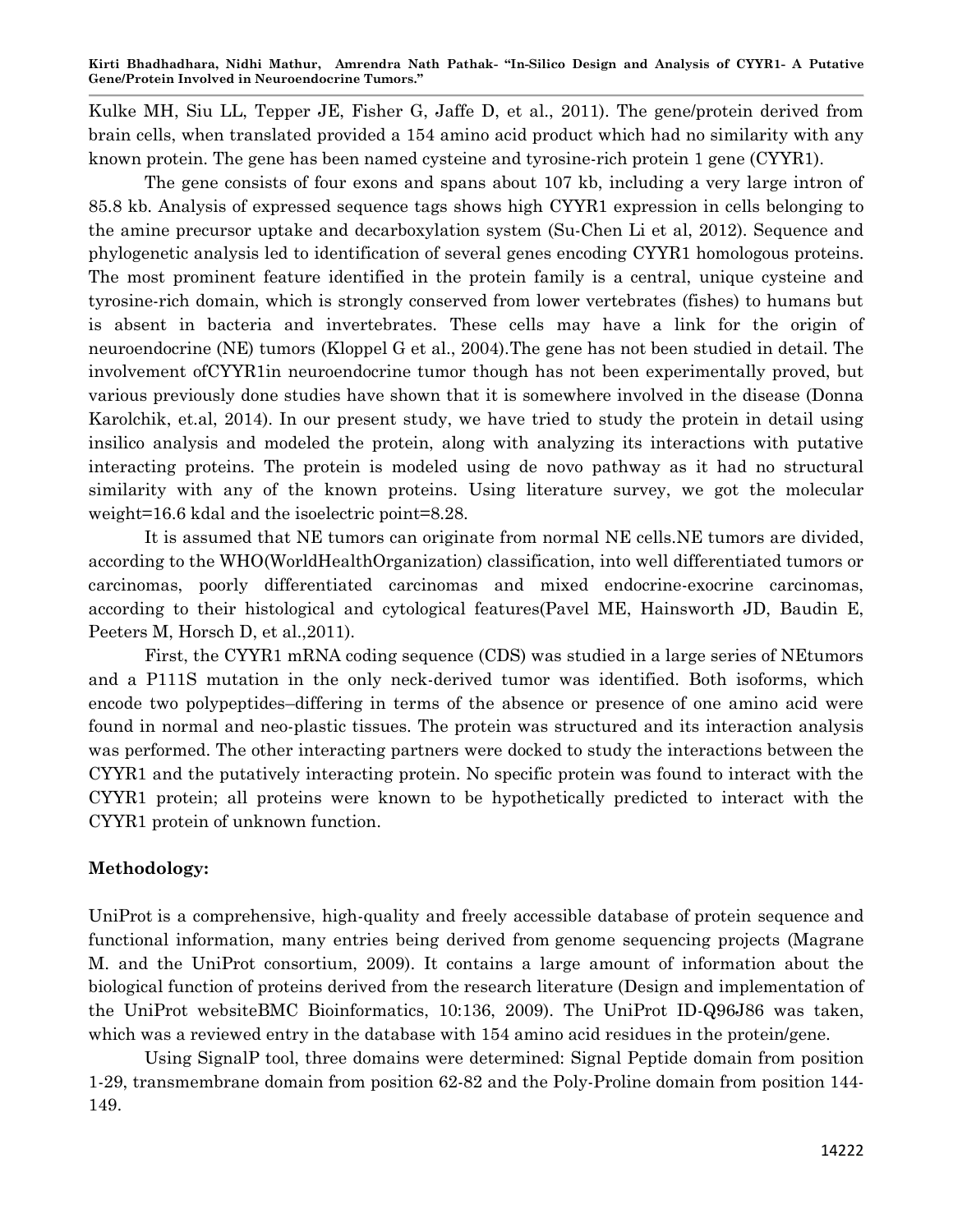Kulke MH, Siu LL, Tepper JE, Fisher G, Jaffe D, et al., 2011). The gene/protein derived from brain cells, when translated provided a 154 amino acid product which had no similarity with any known protein. The gene has been named cysteine and tyrosine-rich protein 1 gene (CYYR1).

The gene consists of four exons and spans about 107 kb, including a very large intron of 85.8 kb. Analysis of expressed sequence tags shows high CYYR1 expression in cells belonging to the amine precursor uptake and decarboxylation system (Su-Chen Li et al, 2012). Sequence and phylogenetic analysis led to identification of several genes encoding CYYR1 homologous proteins. The most prominent feature identified in the protein family is a central, unique cysteine and tyrosine-rich domain, which is strongly conserved from lower vertebrates (fishes) to humans but is absent in bacteria and invertebrates. These cells may have a link for the origin of neuroendocrine (NE) tumors (Kloppel G et al., 2004).The gene has not been studied in detail. The involvement ofCYYR1in neuroendocrine tumor though has not been experimentally proved, but various previously done studies have shown that it is somewhere involved in the disease (Donna Karolchik, et.al, 2014). In our present study, we have tried to study the protein in detail using insilico analysis and modeled the protein, along with analyzing its interactions with putative interacting proteins. The protein is modeled using de novo pathway as it had no structural similarity with any of the known proteins. Using literature survey, we got the molecular weight=16.6 kdal and the isoelectric point=8.28.

It is assumed that NE tumors can originate from normal NE cells.NE tumors are divided, according to the WHO(WorldHealthOrganization) classification, into well differentiated tumors or carcinomas, poorly differentiated carcinomas and mixed endocrine-exocrine carcinomas, according to their histological and cytological features(Pavel ME, Hainsworth JD, Baudin E, Peeters M, Horsch D, et al.,2011).

First, the CYYR1 mRNA coding sequence (CDS) was studied in a large series of NEtumors and a P111S mutation in the only neck-derived tumor was identified. Both isoforms, which encode two polypeptides–differing in terms of the absence or presence of one amino acid were found in normal and neo-plastic tissues. The protein was structured and its interaction analysis was performed. The other interacting partners were docked to study the interactions between the CYYR1 and the putatively interacting protein. No specific protein was found to interact with the CYYR1 protein; all proteins were known to be hypothetically predicted to interact with the CYYR1 protein of unknown function.

**Methodology:**

UniProt is a comprehensive, high-quality and freely accessible database of protein sequence and functional information, many entries being derived from genome sequencing projects (Magrane M. and the UniProt consortium, 2009). It contains a large amount of information about the biological function of proteins derived from the research literature (Design and implementation of the UniProt websiteBMC Bioinformatics, 10:136, 2009). The UniProt ID-Q96J86 was taken, which was a reviewed entry in the database with 154 amino acid residues in the protein/gene.

Using SignalP tool, three domains were determined: Signal Peptide domain from position 1-29, transmembrane domain from position 62-82 and the Poly-Proline domain from position 144-149.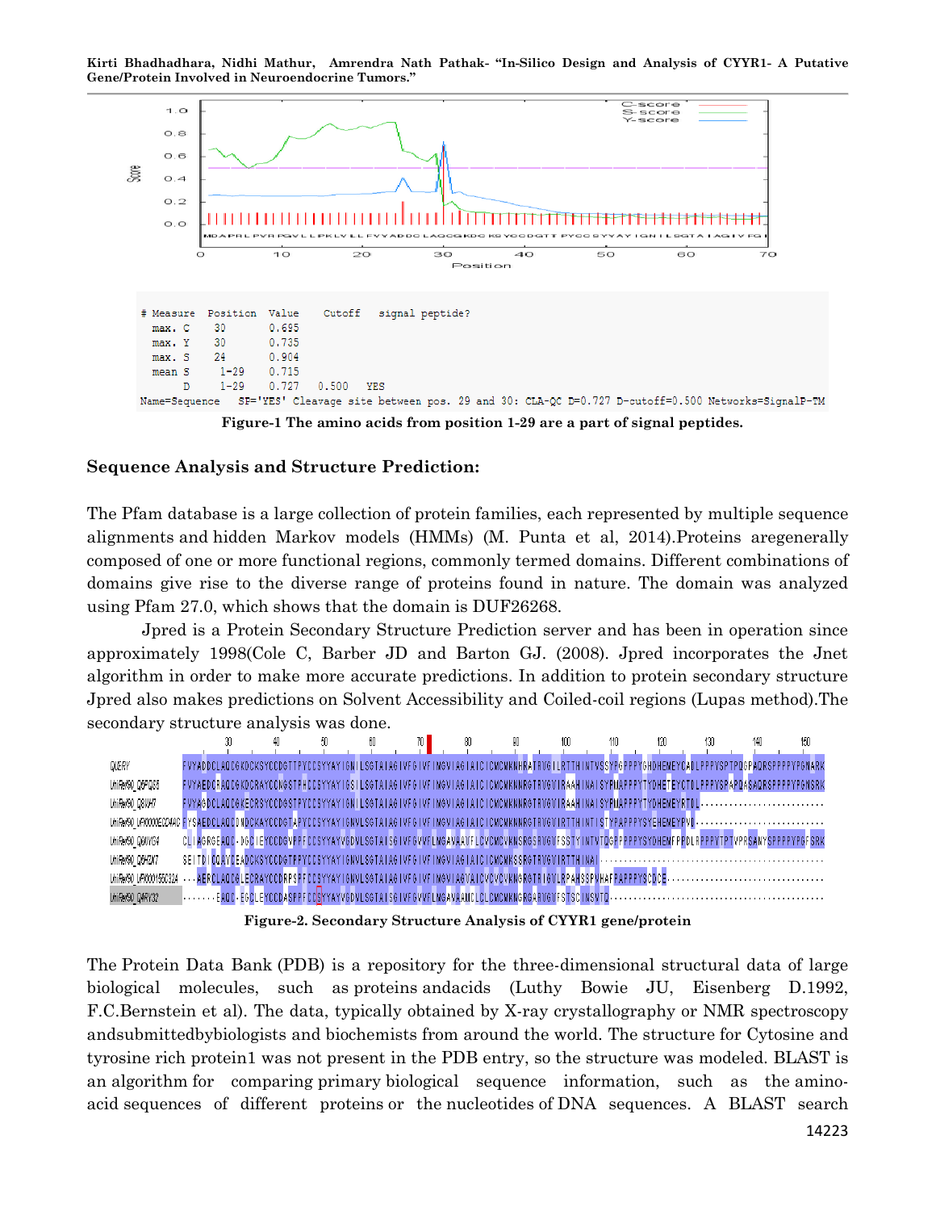```
# Measure  Position  Value    Cutoff   signal peptide?
  max. C     30       0.695
  max. Y     30       0.735
  max. S     24       0.904
  mean S      1-29    0.715
       D      1-29    0.727   0.500    YES
Name=Sequence   SP='YES' Cleavage site between pos. 29 and 30: CLA-QC D=0.727 D-cutoff=0.500 Networks=SignalP-TM
```

**Figure-1 The amino acids from position 1-29 are a part of signal peptides.**

### Sequence Analysis and Structure Prediction:

The Pfam database is a large collection of protein families, each represented by multiple sequence alignments and hidden Markov models (HMMs) (M. Punta et al, 2014).Proteins aregenerally composed of one or more functional regions, commonly termed domains. Different combinations of domains give rise to the diverse range of proteins found in nature. The domain was analyzed using Pfam 27.0, which shows that the domain is DUF26268.

Jpred is a Protein Secondary Structure Prediction server and has been in operation since approximately 1998(Cole C, Barber JD and Barton GJ. (2008). Jpred incorporates the Jnet algorithm in order to make more accurate predictions. In addition to protein secondary structure Jpred also makes predictions on Solvent Accessibility and Coiled-coil regions (Lupas method).The secondary structure analysis was done.

**Figure-2. Secondary Structure Analysis of CYYR1 gene/protein**

The Protein Data Bank (PDB) is a repository for the three-dimensional structural data of large biological molecules, such as proteins andacids (Luthy Bowie JU, Eisenberg D.1992, F.C.Bernstein et al). The data, typically obtained by X-ray crystallography or NMR spectroscopy andsubmittedbybiologists and biochemists from around the world. The structure for Cytosine and tyrosine rich protein1 was not present in the PDB entry, so the structure was modeled. BLAST is an algorithm for comparing primary biological sequence information, such as the amino-acid sequences of different proteins or the nucleotides of DNA sequences. A BLAST search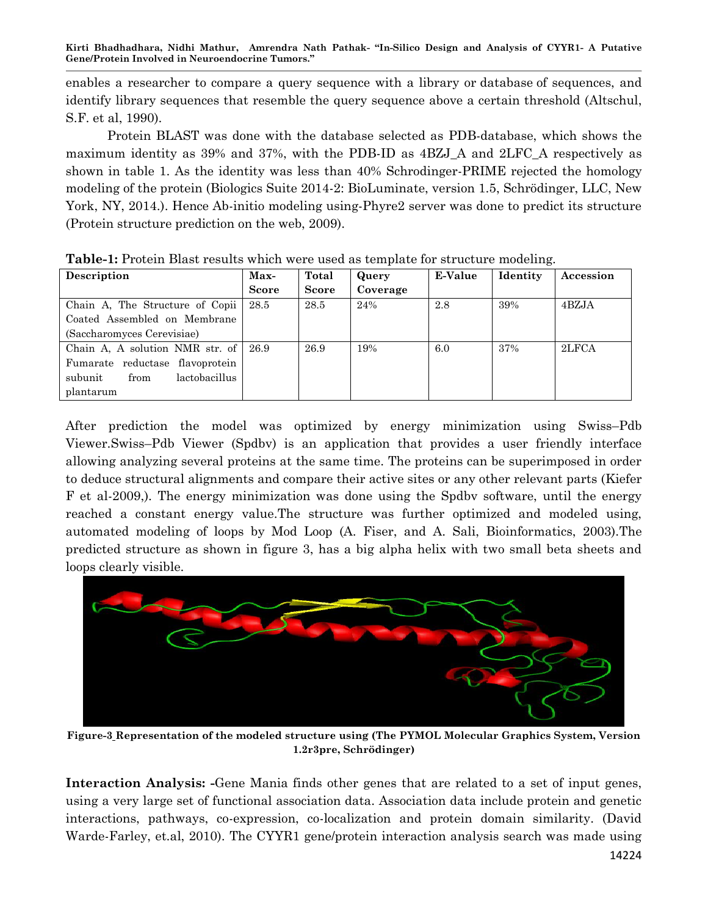enables a researcher to compare a query sequence with a library or database of sequences, and identify library sequences that resemble the query sequence above a certain threshold (Altschul, S.F. et al, 1990).

Protein BLAST was done with the database selected as PDB-database, which shows the maximum identity as 39% and 37%, with the PDB-ID as 4BZJ_A and 2LFC_A respectively as shown in table 1. As the identity was less than 40% Schrodinger-PRIME rejected the homology modeling of the protein (Biologics Suite 2014-2: BioLuminate, version 1.5, Schrödinger, LLC, New York, NY, 2014.). Hence Ab-initio modeling using-Phyre2 server was done to predict its structure (Protein structure prediction on the web, 2009).

**Table-1:** Protein Blast results which were used as template for structure modeling.

| Description | Max-Score | Total Score | Query Coverage | E-Value | Identity | Accession |
|---|---|---|---|---|---|---|
| Chain A, The Structure of Copii Coated Assembled on Membrane (Saccharomyces Cerevisiae) | 28.5 | 28.5 | 24% | 2.8 | 39% | 4BZJA |
| Chain A, A solution NMR str. of Fumarate reductase flavoprotein subunit from lactobacillus plantarum | 26.9 | 26.9 | 19% | 6.0 | 37% | 2LFCA |

After prediction the model was optimized by energy minimization using Swiss–Pdb Viewer.Swiss–Pdb Viewer (Spdbv) is an application that provides a user friendly interface allowing analyzing several proteins at the same time. The proteins can be superimposed in order to deduce structural alignments and compare their active sites or any other relevant parts (Kiefer F et al-2009,). The energy minimization was done using the Spdbv software, until the energy reached a constant energy value.The structure was further optimized and modeled using, automated modeling of loops by Mod Loop (A. Fiser, and A. Sali, Bioinformatics, 2003).The predicted structure as shown in figure 3, has a big alpha helix with two small beta sheets and loops clearly visible.

**Figure-3 Representation of the modeled structure using (The PYMOL Molecular Graphics System, Version 1.2r3pre, Schrödinger)**

**Interaction Analysis: -**Gene Mania finds other genes that are related to a set of input genes, using a very large set of functional association data. Association data include protein and genetic interactions, pathways, co-expression, co-localization and protein domain similarity. (David Warde-Farley, et.al, 2010). The CYYR1 gene/protein interaction analysis search was made using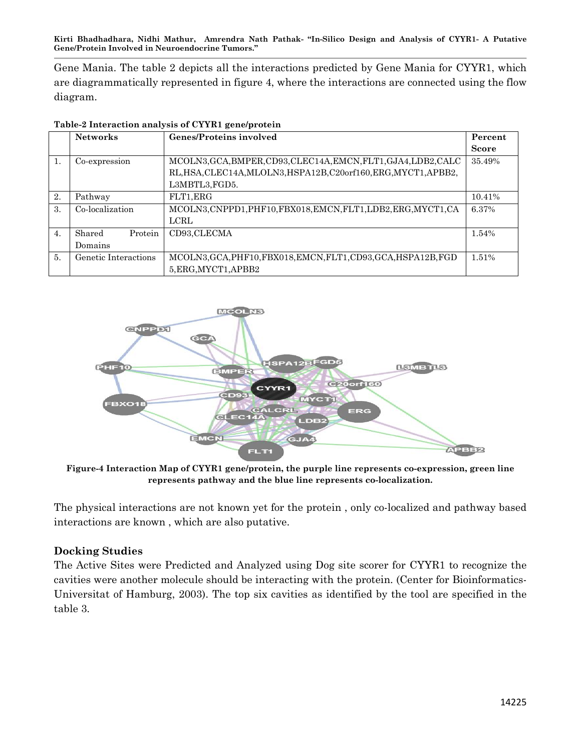Gene Mania. The table 2 depicts all the interactions predicted by Gene Mania for CYYR1, which are diagrammatically represented in figure 4, where the interactions are connected using the flow diagram.

**Table-2 Interaction analysis of CYYR1 gene/protein**

| | Networks | Genes/Proteins involved | Percent Score |
|---|---|---|---|
| 1. | Co-expression | MCOLN3,GCA,BMPER,CD93,CLEC14A,EMCN,FLT1,GJA4,LDB2,CALCRL,HSA,CLEC14A,MLOLN3,HSPA12B,C20orf160,ERG,MYCT1,APBB2,L3MBTL3,FGD5. | 35.49% |
| 2. | Pathway | FLT1,ERG | 10.41% |
| 3. | Co-localization | MCOLN3,CNPPD1,PHF10,FBX018,EMCN,FLT1,LDB2,ERG,MYCT1,CALCRL | 6.37% |
| 4. | Shared Protein Domains | CD93,CLECMA | 1.54% |
| 5. | Genetic Interactions | MCOLN3,GCA,PHF10,FBX018,EMCN,FLT1,CD93,GCA,HSPA12B,FGD5,ERG,MYCT1,APBB2 | 1.51% |

**Figure-4 Interaction Map of CYYR1 gene/protein, the purple line represents co-expression, green line represents pathway and the blue line represents co-localization.**

The physical interactions are not known yet for the protein , only co-localized and pathway based interactions are known , which are also putative.

## Docking Studies

The Active Sites were Predicted and Analyzed using Dog site scorer for CYYR1 to recognize the cavities were another molecule should be interacting with the protein. (Center for Bioinformatics-Universitat of Hamburg, 2003). The top six cavities as identified by the tool are specified in the table 3.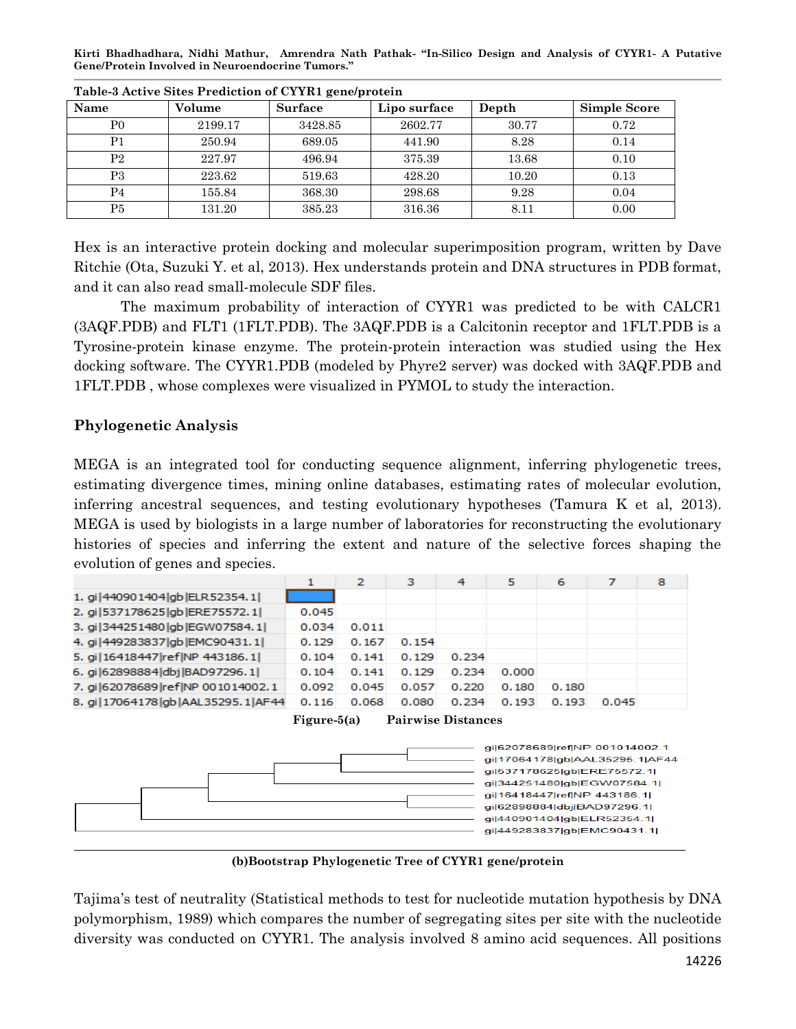**Table-3 Active Sites Prediction of CYYR1 gene/protein**

| Name | Volume | Surface | Lipo surface | Depth | Simple Score |
|---|---|---|---|---|---|
| P0 | 2199.17 | 3428.85 | 2602.77 | 30.77 | 0.72 |
| P1 | 250.94 | 689.05 | 441.90 | 8.28 | 0.14 |
| P2 | 227.97 | 496.94 | 375.39 | 13.68 | 0.10 |
| P3 | 223.62 | 519.63 | 428.20 | 10.20 | 0.13 |
| P4 | 155.84 | 368.30 | 298.68 | 9.28 | 0.04 |
| P5 | 131.20 | 385.23 | 316.36 | 8.11 | 0.00 |

Hex is an interactive protein docking and molecular superimposition program, written by Dave Ritchie (Ota, Suzuki Y. et al, 2013). Hex understands protein and DNA structures in PDB format, and it can also read small-molecule SDF files.

The maximum probability of interaction of CYYR1 was predicted to be with CALCR1 (3AQF.PDB) and FLT1 (1FLT.PDB). The 3AQF.PDB is a Calcitonin receptor and 1FLT.PDB is a Tyrosine-protein kinase enzyme. The protein-protein interaction was studied using the Hex docking software. The CYYR1.PDB (modeled by Phyre2 server) was docked with 3AQF.PDB and 1FLT.PDB , whose complexes were visualized in PYMOL to study the interaction.

## Phylogenetic Analysis

MEGA is an integrated tool for conducting sequence alignment, inferring phylogenetic trees, estimating divergence times, mining online databases, estimating rates of molecular evolution, inferring ancestral sequences, and testing evolutionary hypotheses (Tamura K et al, 2013). MEGA is used by biologists in a large number of laboratories for reconstructing the evolutionary histories of species and inferring the extent and nature of the selective forces shaping the evolution of genes and species.

| | 1 | 2 | 3 | 4 | 5 | 6 | 7 | 8 |
|---|---|---|---|---|---|---|---|---|
| 1. gi\|440901404\|gb\|ELR52354.1\| | | | | | | | | |
| 2. gi\|537178625\|gb\|ERE75572.1\| | 0.045 | | | | | | | |
| 3. gi\|344251480\|gb\|EGW07584.1\| | 0.034 | 0.011 | | | | | | |
| 4. gi\|449283837\|gb\|EMC90431.1\| | 0.129 | 0.167 | 0.154 | | | | | |
| 5. gi\|16418447\|ref\|NP 443186.1\| | 0.104 | 0.141 | 0.129 | 0.234 | | | | |
| 6. gi\|62898884\|dbj\|BAD97296.1\| | 0.104 | 0.141 | 0.129 | 0.234 | 0.000 | | | |
| 7. gi\|62078689\|ref\|NP 001014002.1 | 0.092 | 0.045 | 0.057 | 0.220 | 0.180 | 0.180 | | |
| 8. gi\|17064178\|gb\|AAL35295.1\|AF44 | 0.116 | 0.068 | 0.080 | 0.234 | 0.193 | 0.193 | 0.045 | |

**Figure-5(a) Pairwise Distances**

**(b)Bootstrap Phylogenetic Tree of CYYR1 gene/protein**

Tajima's test of neutrality (Statistical methods to test for nucleotide mutation hypothesis by DNA polymorphism, 1989) which compares the number of segregating sites per site with the nucleotide diversity was conducted on CYYR1. The analysis involved 8 amino acid sequences. All positions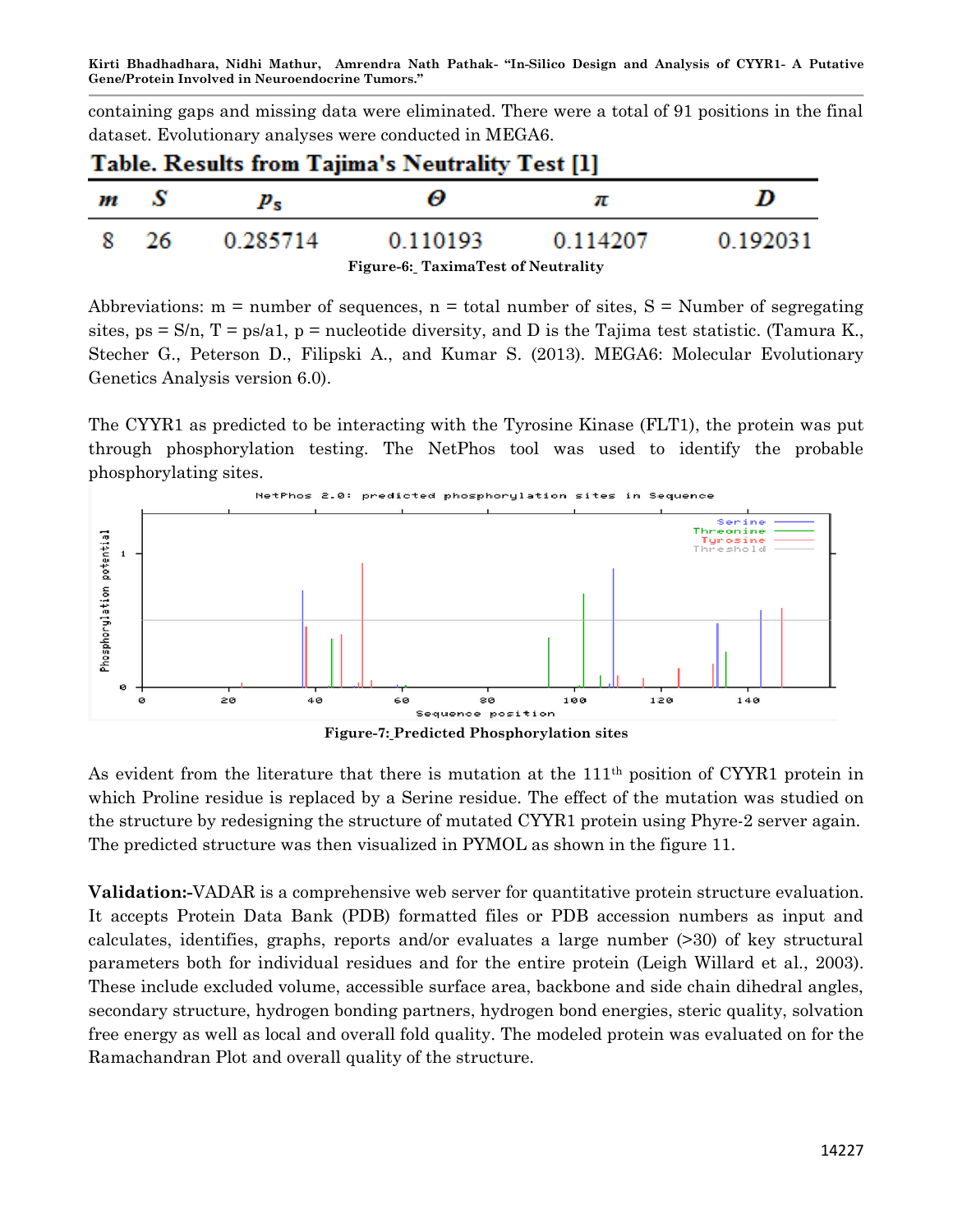containing gaps and missing data were eliminated. There were a total of 91 positions in the final dataset. Evolutionary analyses were conducted in MEGA6.

**Table. Results from Tajima's Neutrality Test [1]**

| $m$ | $S$ | $p_s$ | $\Theta$ | $\pi$ | $D$ |
|---|---|---|---|---|---|
| 8 | 26 | 0.285714 | 0.110193 | 0.114207 | 0.192031 |

**Figure-6:_ TaximaTest of Neutrality**

Abbreviations: m = number of sequences, n = total number of sites, S = Number of segregating sites, ps = S/n, T = ps/a1, p = nucleotide diversity, and D is the Tajima test statistic. (Tamura K., Stecher G., Peterson D., Filipski A., and Kumar S. (2013). MEGA6: Molecular Evolutionary Genetics Analysis version 6.0).

The CYYR1 as predicted to be interacting with the Tyrosine Kinase (FLT1), the protein was put through phosphorylation testing. The NetPhos tool was used to identify the probable phosphorylating sites.

**Figure-7:_Predicted Phosphorylation sites**

As evident from the literature that there is mutation at the 111th position of CYYR1 protein in which Proline residue is replaced by a Serine residue. The effect of the mutation was studied on the structure by redesigning the structure of mutated CYYR1 protein using Phyre-2 server again. The predicted structure was then visualized in PYMOL as shown in the figure 11.

**Validation:-**VADAR is a comprehensive web server for quantitative protein structure evaluation. It accepts Protein Data Bank (PDB) formatted files or PDB accession numbers as input and calculates, identifies, graphs, reports and/or evaluates a large number (>30) of key structural parameters both for individual residues and for the entire protein (Leigh Willard et al., 2003). These include excluded volume, accessible surface area, backbone and side chain dihedral angles, secondary structure, hydrogen bonding partners, hydrogen bond energies, steric quality, solvation free energy as well as local and overall fold quality. The modeled protein was evaluated on for the Ramachandran Plot and overall quality of the structure.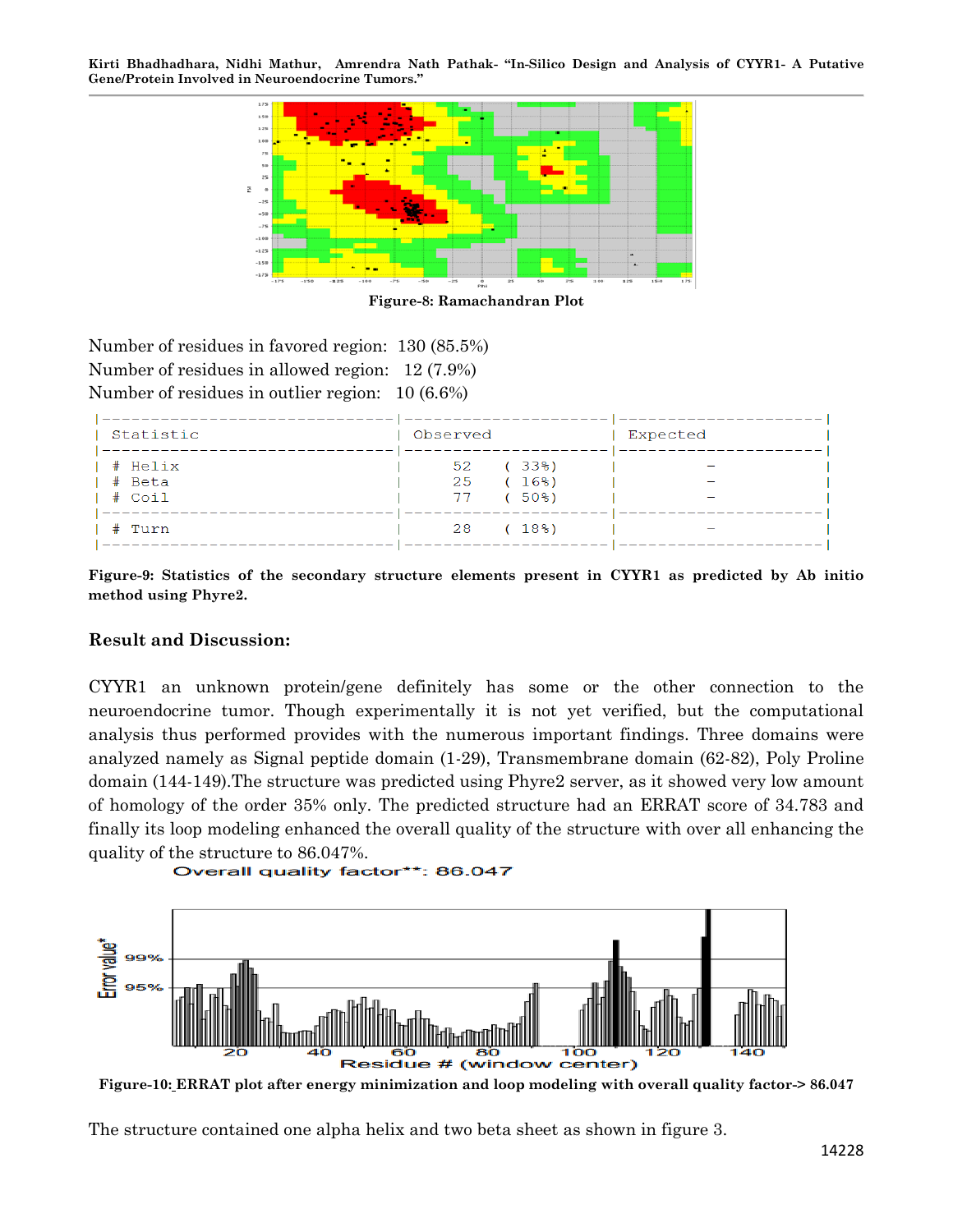Figure-8: Ramachandran Plot

Number of residues in favored region: 130 (85.5%)
Number of residues in allowed region: 12 (7.9%)
Number of residues in outlier region: 10 (6.6%)

| Statistic | Observed | Expected |
|---|---|---|
| # Helix | 52 ( 33%) | - |
| # Beta | 25 ( 16%) | - |
| # Coil | 77 ( 50%) | - |
| # Turn | 28 ( 18%) | - |

**Figure-9: Statistics of the secondary structure elements present in CYYR1 as predicted by Ab initio method using Phyre2.**

## Result and Discussion:

CYYR1 an unknown protein/gene definitely has some or the other connection to the neuroendocrine tumor. Though experimentally it is not yet verified, but the computational analysis thus performed provides with the numerous important findings. Three domains were analyzed namely as Signal peptide domain (1-29), Transmembrane domain (62-82), Poly Proline domain (144-149).The structure was predicted using Phyre2 server, as it showed very low amount of homology of the order 35% only. The predicted structure had an ERRAT score of 34.783 and finally its loop modeling enhanced the overall quality of the structure with over all enhancing the quality of the structure to 86.047%.

**Figure-10: ERRAT plot after energy minimization and loop modeling with overall quality factor-> 86.047**

The structure contained one alpha helix and two beta sheet as shown in figure 3.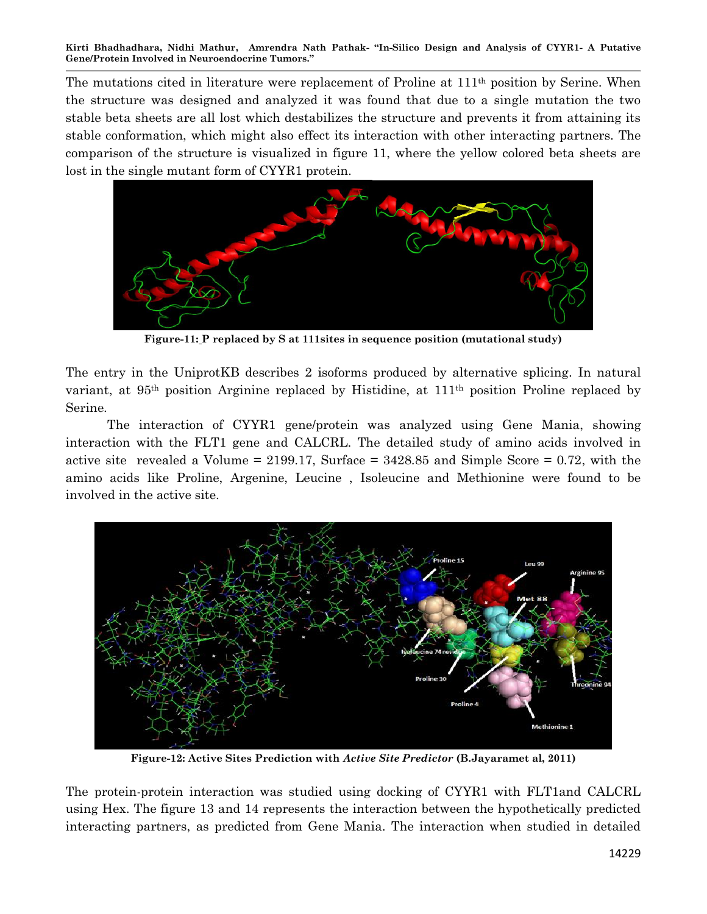The mutations cited in literature were replacement of Proline at 111th position by Serine. When the structure was designed and analyzed it was found that due to a single mutation the two stable beta sheets are all lost which destabilizes the structure and prevents it from attaining its stable conformation, which might also effect its interaction with other interacting partners. The comparison of the structure is visualized in figure 11, where the yellow colored beta sheets are lost in the single mutant form of CYYR1 protein.

**Figure-11: P replaced by S at 111sites in sequence position (mutational study)**

The entry in the UniprotKB describes 2 isoforms produced by alternative splicing. In natural variant, at 95th position Arginine replaced by Histidine, at 111th position Proline replaced by Serine.

The interaction of CYYR1 gene/protein was analyzed using Gene Mania, showing interaction with the FLT1 gene and CALCRL. The detailed study of amino acids involved in active site revealed a Volume = 2199.17, Surface = 3428.85 and Simple Score = 0.72, with the amino acids like Proline, Argenine, Leucine , Isoleucine and Methionine were found to be involved in the active site.

**Figure-12: Active Sites Prediction with *Active Site Predictor* (B.Jayaramet al, 2011)**

The protein-protein interaction was studied using docking of CYYR1 with FLT1and CALCRL using Hex. The figure 13 and 14 represents the interaction between the hypothetically predicted interacting partners, as predicted from Gene Mania. The interaction when studied in detailed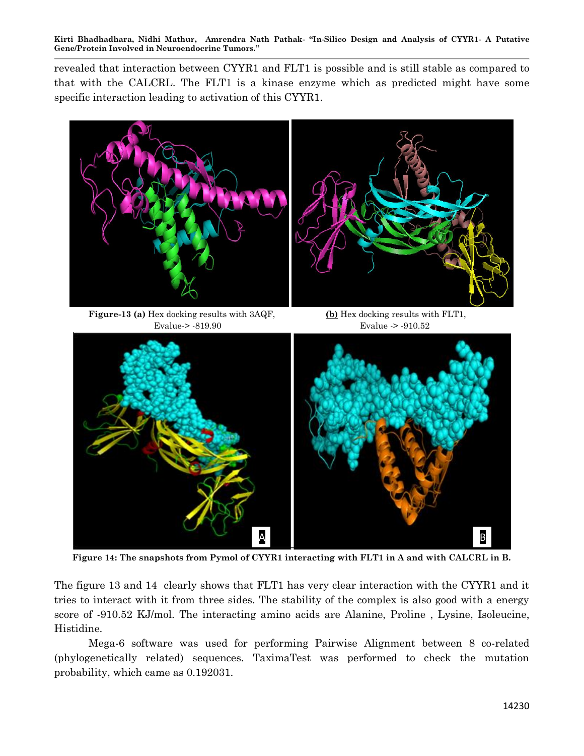revealed that interaction between CYYR1 and FLT1 is possible and is still stable as compared to that with the CALCRL. The FLT1 is a kinase enzyme which as predicted might have some specific interaction leading to activation of this CYYR1.

**Figure-13 (a)** Hex docking results with 3AQF, Evalue-> -819.90

**(b)** Hex docking results with FLT1, Evalue -> -910.52

**Figure 14: The snapshots from Pymol of CYYR1 interacting with FLT1 in A and with CALCRL in B.**

The figure 13 and 14 clearly shows that FLT1 has very clear interaction with the CYYR1 and it tries to interact with it from three sides. The stability of the complex is also good with a energy score of -910.52 KJ/mol. The interacting amino acids are Alanine, Proline , Lysine, Isoleucine, Histidine.

Mega-6 software was used for performing Pairwise Alignment between 8 co-related (phylogenetically related) sequences. TaximaTest was performed to check the mutation probability, which came as 0.192031.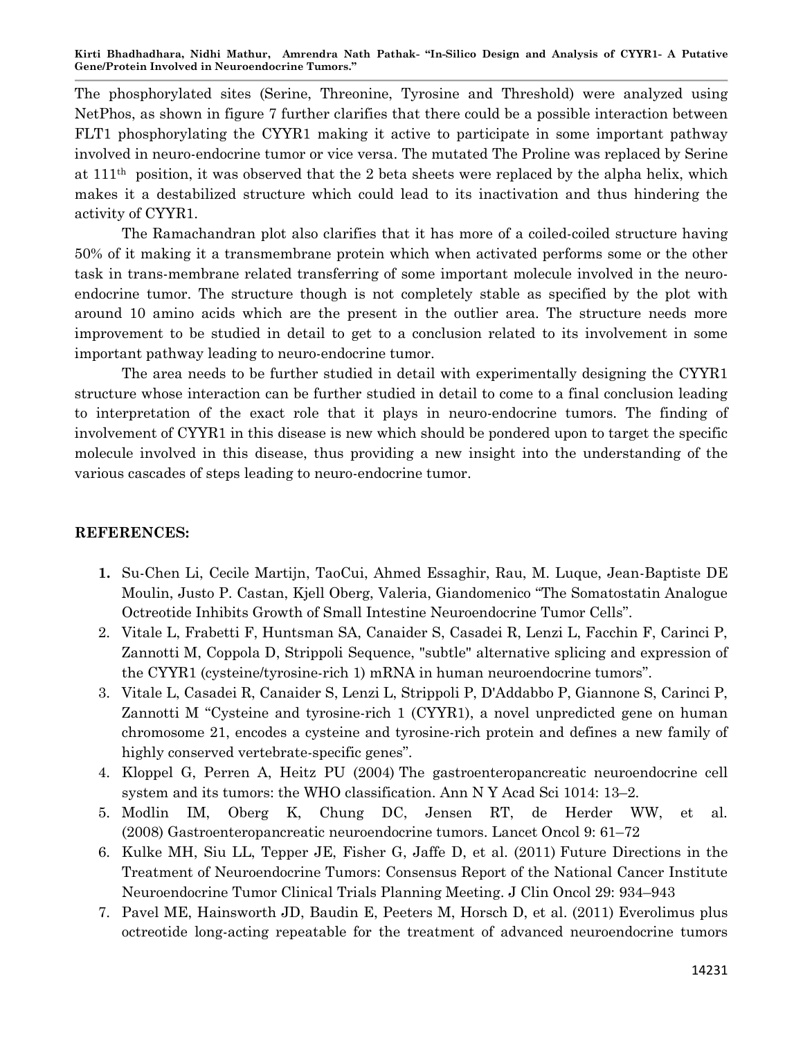The phosphorylated sites (Serine, Threonine, Tyrosine and Threshold) were analyzed using NetPhos, as shown in figure 7 further clarifies that there could be a possible interaction between FLT1 phosphorylating the CYYR1 making it active to participate in some important pathway involved in neuro-endocrine tumor or vice versa. The mutated The Proline was replaced by Serine at 111th position, it was observed that the 2 beta sheets were replaced by the alpha helix, which makes it a destabilized structure which could lead to its inactivation and thus hindering the activity of CYYR1.

The Ramachandran plot also clarifies that it has more of a coiled-coiled structure having 50% of it making it a transmembrane protein which when activated performs some or the other task in trans-membrane related transferring of some important molecule involved in the neuro-endocrine tumor. The structure though is not completely stable as specified by the plot with around 10 amino acids which are the present in the outlier area. The structure needs more improvement to be studied in detail to get to a conclusion related to its involvement in some important pathway leading to neuro-endocrine tumor.

The area needs to be further studied in detail with experimentally designing the CYYR1 structure whose interaction can be further studied in detail to come to a final conclusion leading to interpretation of the exact role that it plays in neuro-endocrine tumors. The finding of involvement of CYYR1 in this disease is new which should be pondered upon to target the specific molecule involved in this disease, thus providing a new insight into the understanding of the various cascades of steps leading to neuro-endocrine tumor.

## REFERENCES:

1. Su-Chen Li, Cecile Martijn, TaoCui, Ahmed Essaghir, Rau, M. Luque, Jean-Baptiste DE Moulin, Justo P. Castan, Kjell Oberg, Valeria, Giandomenico "The Somatostatin Analogue Octreotide Inhibits Growth of Small Intestine Neuroendocrine Tumor Cells".
2. Vitale L, Frabetti F, Huntsman SA, Canaider S, Casadei R, Lenzi L, Facchin F, Carinci P, Zannotti M, Coppola D, Strippoli Sequence, "subtle" alternative splicing and expression of the CYYR1 (cysteine/tyrosine-rich 1) mRNA in human neuroendocrine tumors".
3. Vitale L, Casadei R, Canaider S, Lenzi L, Strippoli P, D'Addabbo P, Giannone S, Carinci P, Zannotti M "Cysteine and tyrosine-rich 1 (CYYR1), a novel unpredicted gene on human chromosome 21, encodes a cysteine and tyrosine-rich protein and defines a new family of highly conserved vertebrate-specific genes".
4. Kloppel G, Perren A, Heitz PU (2004) The gastroenteropancreatic neuroendocrine cell system and its tumors: the WHO classification. Ann N Y Acad Sci 1014: 13–2.
5. Modlin IM, Oberg K, Chung DC, Jensen RT, de Herder WW, et al. (2008) Gastroenteropancreatic neuroendocrine tumors. Lancet Oncol 9: 61–72
6. Kulke MH, Siu LL, Tepper JE, Fisher G, Jaffe D, et al. (2011) Future Directions in the Treatment of Neuroendocrine Tumors: Consensus Report of the National Cancer Institute Neuroendocrine Tumor Clinical Trials Planning Meeting. J Clin Oncol 29: 934–943
7. Pavel ME, Hainsworth JD, Baudin E, Peeters M, Horsch D, et al. (2011) Everolimus plus octreotide long-acting repeatable for the treatment of advanced neuroendocrine tumors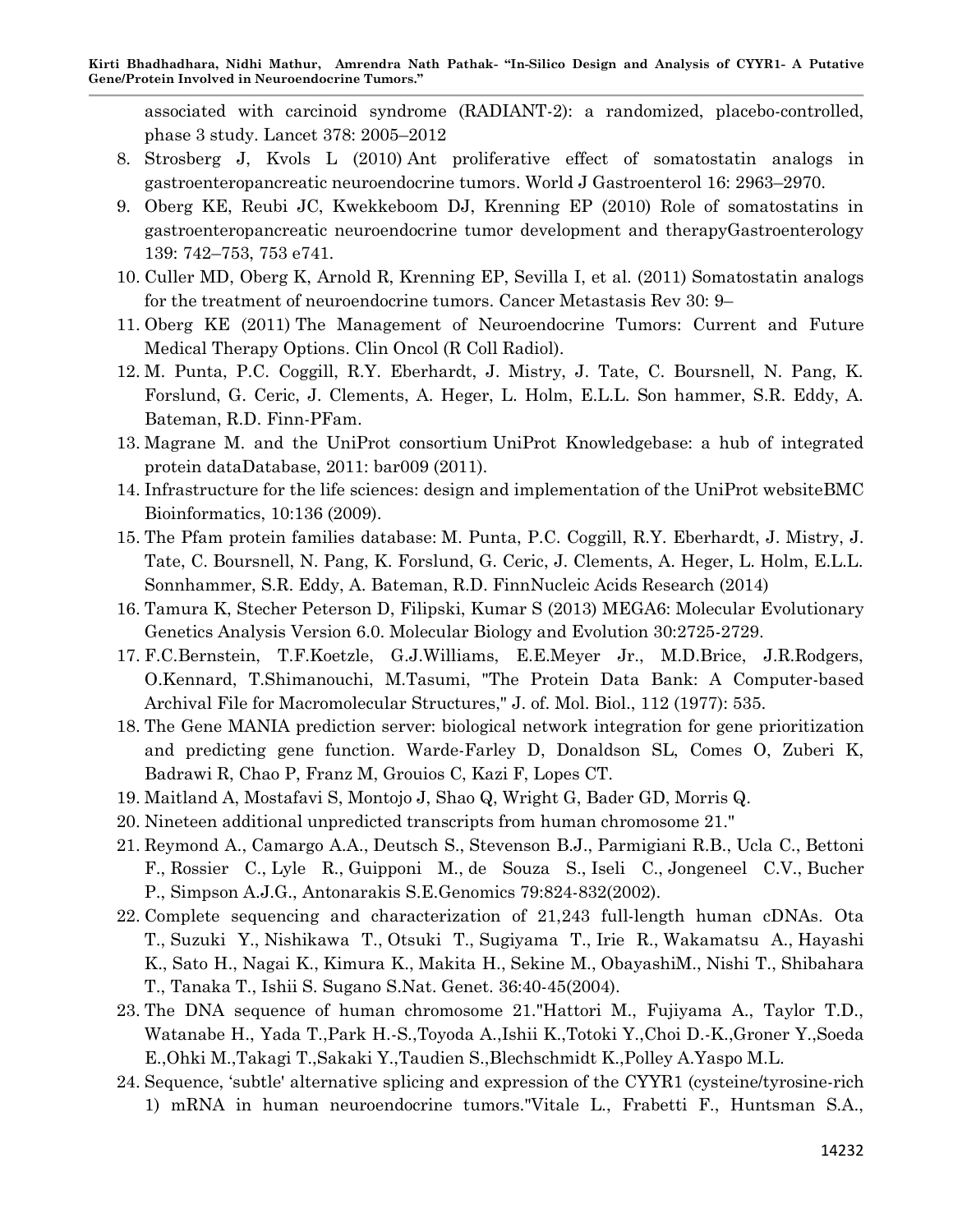associated with carcinoid syndrome (RADIANT-2): a randomized, placebo-controlled, phase 3 study. Lancet 378: 2005–2012

8. Strosberg J, Kvols L (2010) Ant proliferative effect of somatostatin analogs in gastroenteropancreatic neuroendocrine tumors. World J Gastroenterol 16: 2963–2970.
9. Oberg KE, Reubi JC, Kwekkeboom DJ, Krenning EP (2010) Role of somatostatins in gastroenteropancreatic neuroendocrine tumor development and therapyGastroenterology 139: 742–753, 753 e741.
10. Culler MD, Oberg K, Arnold R, Krenning EP, Sevilla I, et al. (2011) Somatostatin analogs for the treatment of neuroendocrine tumors. Cancer Metastasis Rev 30: 9–
11. Oberg KE (2011) The Management of Neuroendocrine Tumors: Current and Future Medical Therapy Options. Clin Oncol (R Coll Radiol).
12. M. Punta, P.C. Coggill, R.Y. Eberhardt, J. Mistry, J. Tate, C. Boursnell, N. Pang, K. Forslund, G. Ceric, J. Clements, A. Heger, L. Holm, E.L.L. Son hammer, S.R. Eddy, A. Bateman, R.D. Finn-PFam.
13. Magrane M. and the UniProt consortium UniProt Knowledgebase: a hub of integrated protein dataDatabase, 2011: bar009 (2011).
14. Infrastructure for the life sciences: design and implementation of the UniProt websiteBMC Bioinformatics, 10:136 (2009).
15. The Pfam protein families database: M. Punta, P.C. Coggill, R.Y. Eberhardt, J. Mistry, J. Tate, C. Boursnell, N. Pang, K. Forslund, G. Ceric, J. Clements, A. Heger, L. Holm, E.L.L. Sonnhammer, S.R. Eddy, A. Bateman, R.D. FinnNucleic Acids Research (2014)
16. Tamura K, Stecher Peterson D, Filipski, Kumar S (2013) MEGA6: Molecular Evolutionary Genetics Analysis Version 6.0. Molecular Biology and Evolution 30:2725-2729.
17. F.C.Bernstein, T.F.Koetzle, G.J.Williams, E.E.Meyer Jr., M.D.Brice, J.R.Rodgers, O.Kennard, T.Shimanouchi, M.Tasumi, "The Protein Data Bank: A Computer-based Archival File for Macromolecular Structures," J. of. Mol. Biol., 112 (1977): 535.
18. The Gene MANIA prediction server: biological network integration for gene prioritization and predicting gene function. Warde-Farley D, Donaldson SL, Comes O, Zuberi K, Badrawi R, Chao P, Franz M, Grouios C, Kazi F, Lopes CT.
19. Maitland A, Mostafavi S, Montojo J, Shao Q, Wright G, Bader GD, Morris Q.
20. Nineteen additional unpredicted transcripts from human chromosome 21."
21. Reymond A., Camargo A.A., Deutsch S., Stevenson B.J., Parmigiani R.B., Ucla C., Bettoni F., Rossier C., Lyle R., Guipponi M., de Souza S., Iseli C., Jongeneel C.V., Bucher P., Simpson A.J.G., Antonarakis S.E.Genomics 79:824-832(2002).
22. Complete sequencing and characterization of 21,243 full-length human cDNAs. Ota T., Suzuki Y., Nishikawa T., Otsuki T., Sugiyama T., Irie R., Wakamatsu A., Hayashi K., Sato H., Nagai K., Kimura K., Makita H., Sekine M., ObayashiM., Nishi T., Shibahara T., Tanaka T., Ishii S. Sugano S.Nat. Genet. 36:40-45(2004).
23. The DNA sequence of human chromosome 21."Hattori M., Fujiyama A., Taylor T.D., Watanabe H., Yada T.,Park H.-S.,Toyoda A.,Ishii K.,Totoki Y.,Choi D.-K.,Groner Y.,Soeda E.,Ohki M.,Takagi T.,Sakaki Y.,Taudien S.,Blechschmidt K.,Polley A.Yaspo M.L.
24. Sequence, 'subtle' alternative splicing and expression of the CYYR1 (cysteine/tyrosine-rich 1) mRNA in human neuroendocrine tumors."Vitale L., Frabetti F., Huntsman S.A.,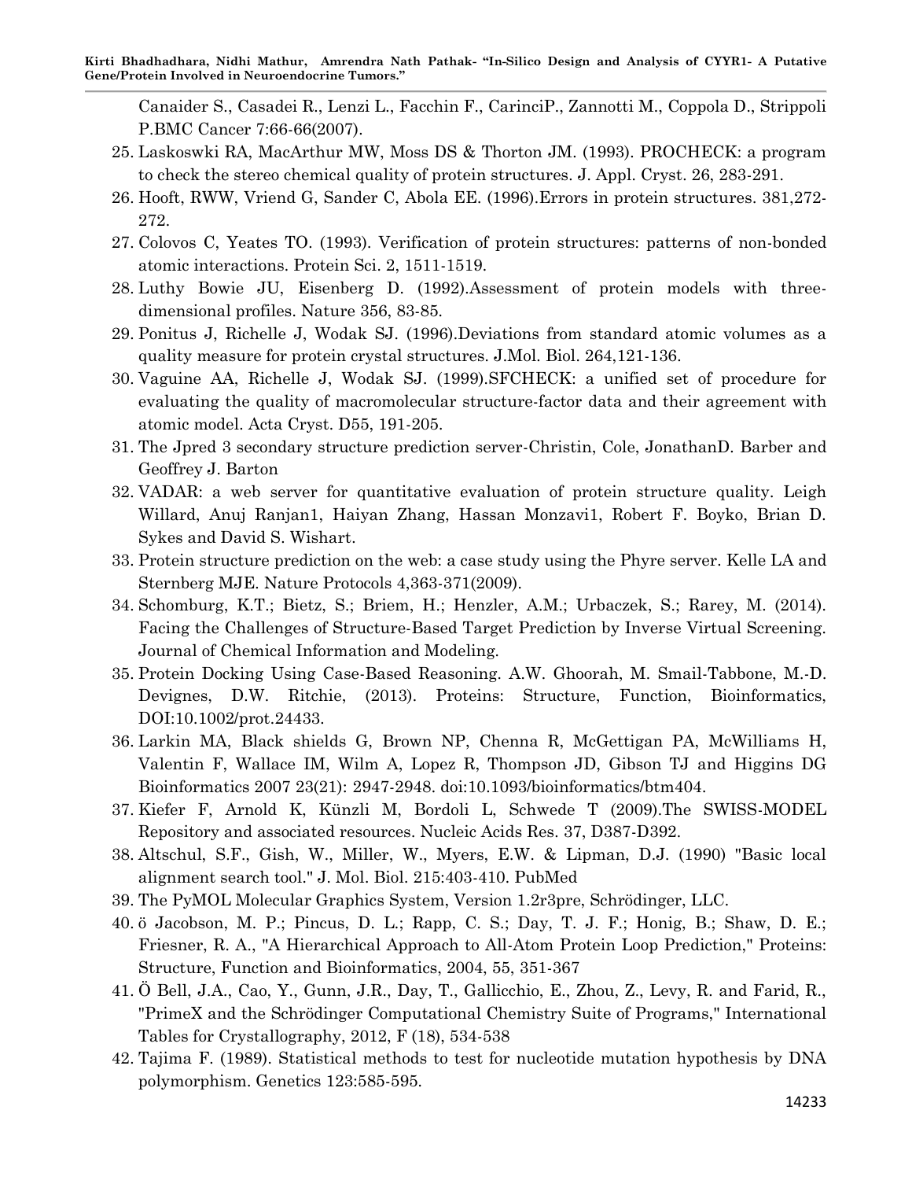Canaider S., Casadei R., Lenzi L., Facchin F., CarinciP., Zannotti M., Coppola D., Strippoli P.BMC Cancer 7:66-66(2007).

25. Laskoswki RA, MacArthur MW, Moss DS & Thorton JM. (1993). PROCHECK: a program to check the stereo chemical quality of protein structures. J. Appl. Cryst. 26, 283-291.
26. Hooft, RWW, Vriend G, Sander C, Abola EE. (1996).Errors in protein structures. 381,272-272.
27. Colovos C, Yeates TO. (1993). Verification of protein structures: patterns of non-bonded atomic interactions. Protein Sci. 2, 1511-1519.
28. Luthy Bowie JU, Eisenberg D. (1992).Assessment of protein models with three-dimensional profiles. Nature 356, 83-85.
29. Ponitus J, Richelle J, Wodak SJ. (1996).Deviations from standard atomic volumes as a quality measure for protein crystal structures. J.Mol. Biol. 264,121-136.
30. Vaguine AA, Richelle J, Wodak SJ. (1999).SFCHECK: a unified set of procedure for evaluating the quality of macromolecular structure-factor data and their agreement with atomic model. Acta Cryst. D55, 191-205.
31. The Jpred 3 secondary structure prediction server-Christin, Cole, JonathanD. Barber and Geoffrey J. Barton
32. VADAR: a web server for quantitative evaluation of protein structure quality. Leigh Willard, Anuj Ranjan1, Haiyan Zhang, Hassan Monzavi1, Robert F. Boyko, Brian D. Sykes and David S. Wishart.
33. Protein structure prediction on the web: a case study using the Phyre server. Kelle LA and Sternberg MJE. Nature Protocols 4,363-371(2009).
34. Schomburg, K.T.; Bietz, S.; Briem, H.; Henzler, A.M.; Urbaczek, S.; Rarey, M. (2014). Facing the Challenges of Structure-Based Target Prediction by Inverse Virtual Screening. Journal of Chemical Information and Modeling.
35. Protein Docking Using Case-Based Reasoning. A.W. Ghoorah, M. Smail-Tabbone, M.-D. Devignes, D.W. Ritchie, (2013). Proteins: Structure, Function, Bioinformatics, DOI:10.1002/prot.24433.
36. Larkin MA, Black shields G, Brown NP, Chenna R, McGettigan PA, McWilliams H, Valentin F, Wallace IM, Wilm A, Lopez R, Thompson JD, Gibson TJ and Higgins DG Bioinformatics 2007 23(21): 2947-2948. doi:10.1093/bioinformatics/btm404.
37. Kiefer F, Arnold K, Künzli M, Bordoli L, Schwede T (2009).The SWISS-MODEL Repository and associated resources. Nucleic Acids Res. 37, D387-D392.
38. Altschul, S.F., Gish, W., Miller, W., Myers, E.W. & Lipman, D.J. (1990) "Basic local alignment search tool." J. Mol. Biol. 215:403-410. PubMed
39. The PyMOL Molecular Graphics System, Version 1.2r3pre, Schrödinger, LLC.
40. ö Jacobson, M. P.; Pincus, D. L.; Rapp, C. S.; Day, T. J. F.; Honig, B.; Shaw, D. E.; Friesner, R. A., "A Hierarchical Approach to All-Atom Protein Loop Prediction," Proteins: Structure, Function and Bioinformatics, 2004, 55, 351-367
41. Ö Bell, J.A., Cao, Y., Gunn, J.R., Day, T., Gallicchio, E., Zhou, Z., Levy, R. and Farid, R., "PrimeX and the Schrödinger Computational Chemistry Suite of Programs," International Tables for Crystallography, 2012, F (18), 534-538
42. Tajima F. (1989). Statistical methods to test for nucleotide mutation hypothesis by DNA polymorphism. Genetics 123:585-595.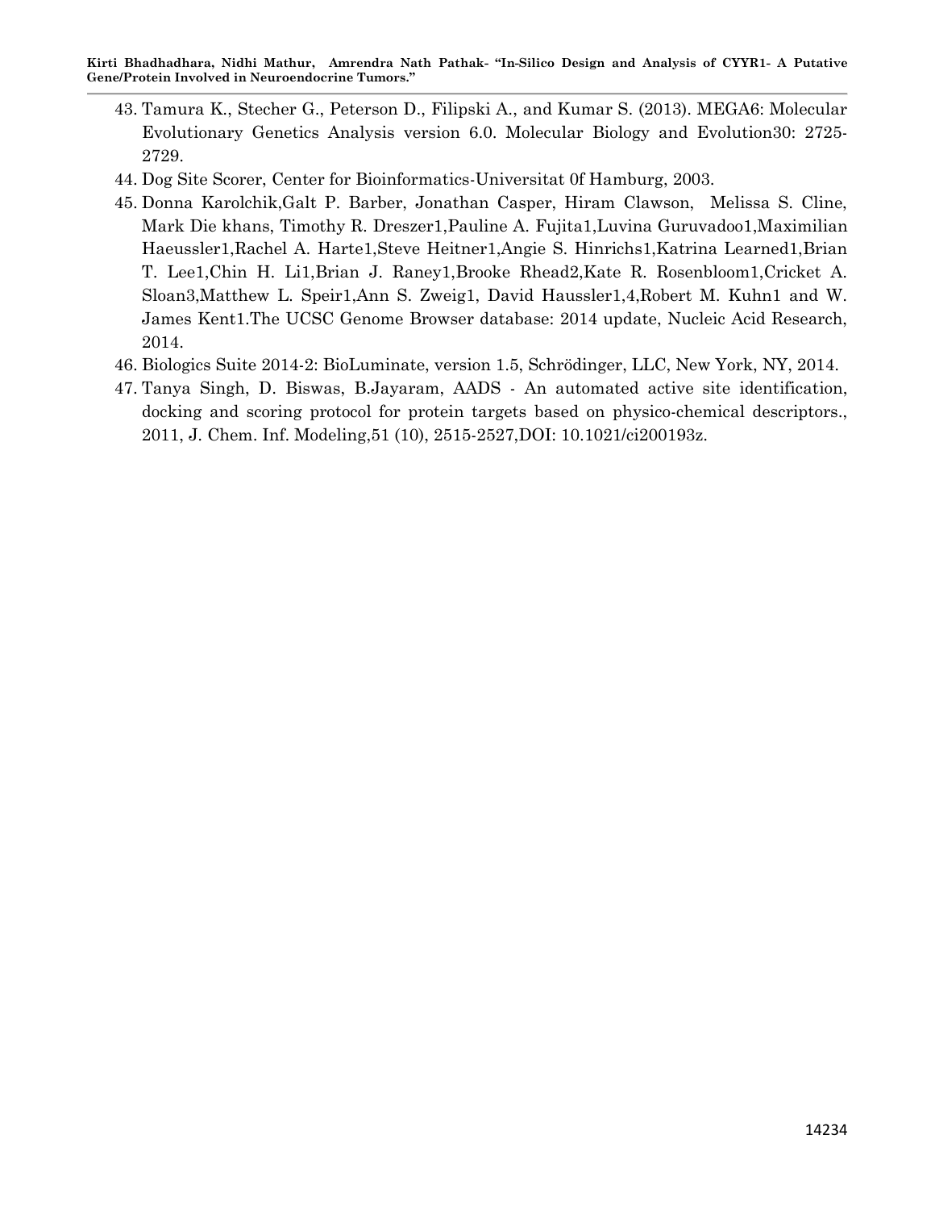43. Tamura K., Stecher G., Peterson D., Filipski A., and Kumar S. (2013). MEGA6: Molecular Evolutionary Genetics Analysis version 6.0. Molecular Biology and Evolution30: 2725-2729.
44. Dog Site Scorer, Center for Bioinformatics-Universitat 0f Hamburg, 2003.
45. Donna Karolchik,Galt P. Barber, Jonathan Casper, Hiram Clawson, Melissa S. Cline, Mark Die khans, Timothy R. Dreszer1,Pauline A. Fujita1,Luvina Guruvadoo1,Maximilian Haeussler1,Rachel A. Harte1,Steve Heitner1,Angie S. Hinrichs1,Katrina Learned1,Brian T. Lee1,Chin H. Li1,Brian J. Raney1,Brooke Rhead2,Kate R. Rosenbloom1,Cricket A. Sloan3,Matthew L. Speir1,Ann S. Zweig1, David Haussler1,4,Robert M. Kuhn1 and W. James Kent1.The UCSC Genome Browser database: 2014 update, Nucleic Acid Research, 2014.
46. Biologics Suite 2014-2: BioLuminate, version 1.5, Schrödinger, LLC, New York, NY, 2014.
47. Tanya Singh, D. Biswas, B.Jayaram, AADS - An automated active site identification, docking and scoring protocol for protein targets based on physico-chemical descriptors., 2011, J. Chem. Inf. Modeling,51 (10), 2515-2527,DOI: 10.1021/ci200193z.